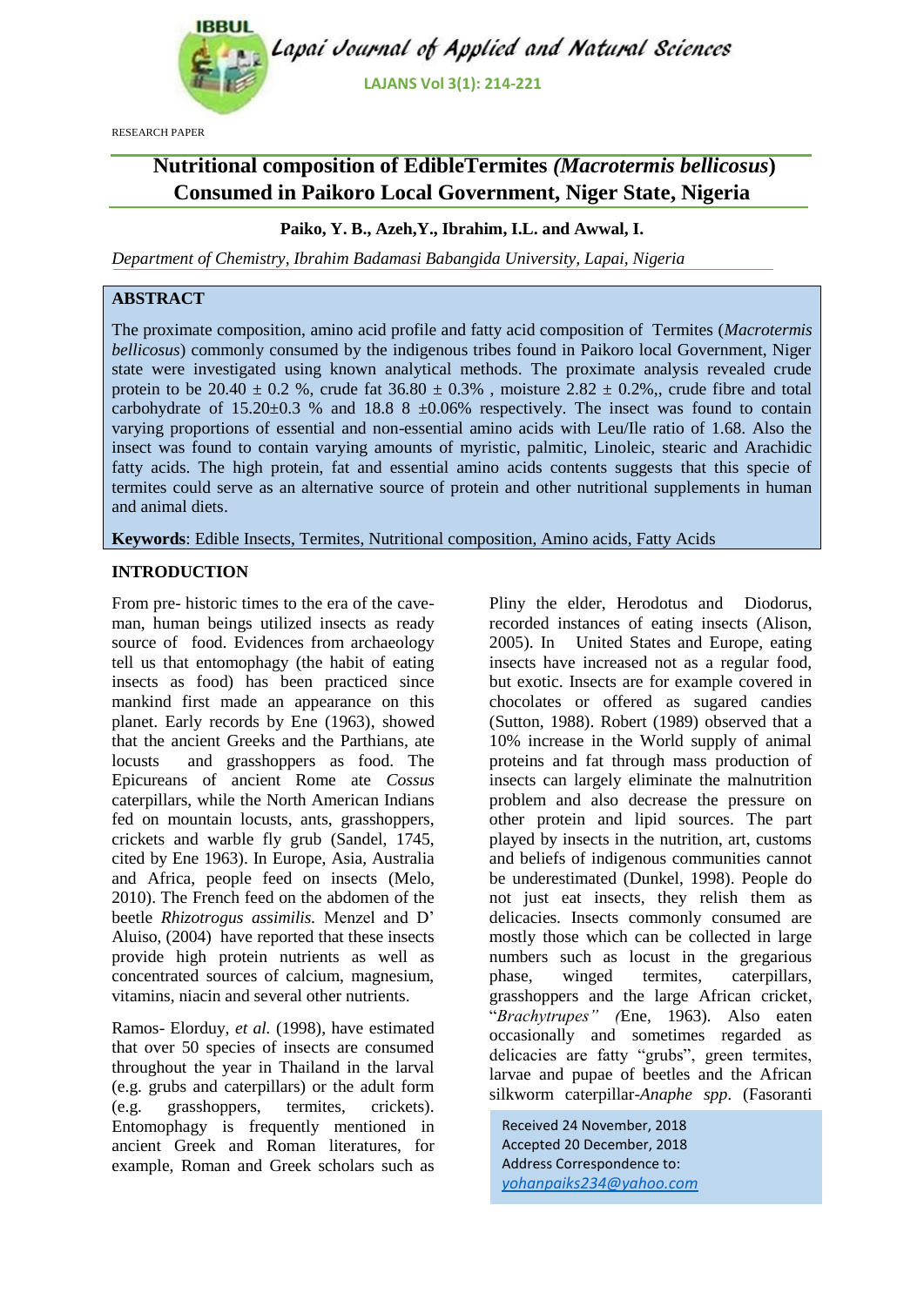RESEARCH PAPER

# Nutritional composition of EdibleTermites *(Macrotermis bellicosus)* Consumed in Paikoro Local Government, Niger State, Nigeria

**Paiko, Y. B., Azeh,Y., Ibrahim, I.L. and Awwal, I.**

*Department of Chemistry, Ibrahim Badamasi Babangida University, Lapai, Nigeria*

## ABSTRACT

The proximate composition, amino acid profile and fatty acid composition of Termites (*Macrotermis bellicosus*) commonly consumed by the indigenous tribes found in Paikoro local Government, Niger state were investigated using known analytical methods. The proximate analysis revealed crude protein to be 20.40 ± 0.2 %, crude fat 36.80 ± 0.3% , moisture 2.82 ± 0.2%,, crude fibre and total carbohydrate of 15.20±0.3 % and 18.8 8 ±0.06% respectively. The insect was found to contain varying proportions of essential and non-essential amino acids with Leu/Ile ratio of 1.68. Also the insect was found to contain varying amounts of myristic, palmitic, Linoleic, stearic and Arachidic fatty acids. The high protein, fat and essential amino acids contents suggests that this specie of termites could serve as an alternative source of protein and other nutritional supplements in human and animal diets.

**Keywords**: Edible Insects, Termites, Nutritional composition, Amino acids, Fatty Acids

## INTRODUCTION

From pre- historic times to the era of the cave-man, human beings utilized insects as ready source of food. Evidences from archaeology tell us that entomophagy (the habit of eating insects as food) has been practiced since mankind first made an appearance on this planet. Early records by Ene (1963), showed that the ancient Greeks and the Parthians, ate locusts and grasshoppers as food. The Epicureans of ancient Rome ate *Cossus* caterpillars, while the North American Indians fed on mountain locusts, ants, grasshoppers, crickets and warble fly grub (Sandel, 1745, cited by Ene 1963). In Europe, Asia, Australia and Africa, people feed on insects (Melo, 2010). The French feed on the abdomen of the beetle *Rhizotrogus assimilis.* Menzel and D' Aluiso, (2004) have reported that these insects provide high protein nutrients as well as concentrated sources of calcium, magnesium, vitamins, niacin and several other nutrients.

Ramos- Elorduy, *et al.* (1998), have estimated that over 50 species of insects are consumed throughout the year in Thailand in the larval (e.g. grubs and caterpillars) or the adult form (e.g. grasshoppers, termites, crickets). Entomophagy is frequently mentioned in ancient Greek and Roman literatures, for example, Roman and Greek scholars such as Pliny the elder, Herodotus and Diodorus, recorded instances of eating insects (Alison, 2005). In United States and Europe, eating insects have increased not as a regular food, but exotic. Insects are for example covered in chocolates or offered as sugared candies (Sutton, 1988). Robert (1989) observed that a 10% increase in the World supply of animal proteins and fat through mass production of insects can largely eliminate the malnutrition problem and also decrease the pressure on other protein and lipid sources. The part played by insects in the nutrition, art, customs and beliefs of indigenous communities cannot be underestimated (Dunkel, 1998). People do not just eat insects, they relish them as delicacies. Insects commonly consumed are mostly those which can be collected in large numbers such as locust in the gregarious phase, winged termites, caterpillars, grasshoppers and the large African cricket, "*Brachytrupes" (*Ene, 1963). Also eaten occasionally and sometimes regarded as delicacies are fatty "grubs", green termites, larvae and pupae of beetles and the African silkworm caterpillar-*Anaphe spp*. (Fasoranti

Received 24 November, 2018
Accepted 20 December, 2018
Address Correspondence to:
yohanpaiks234@yahoo.com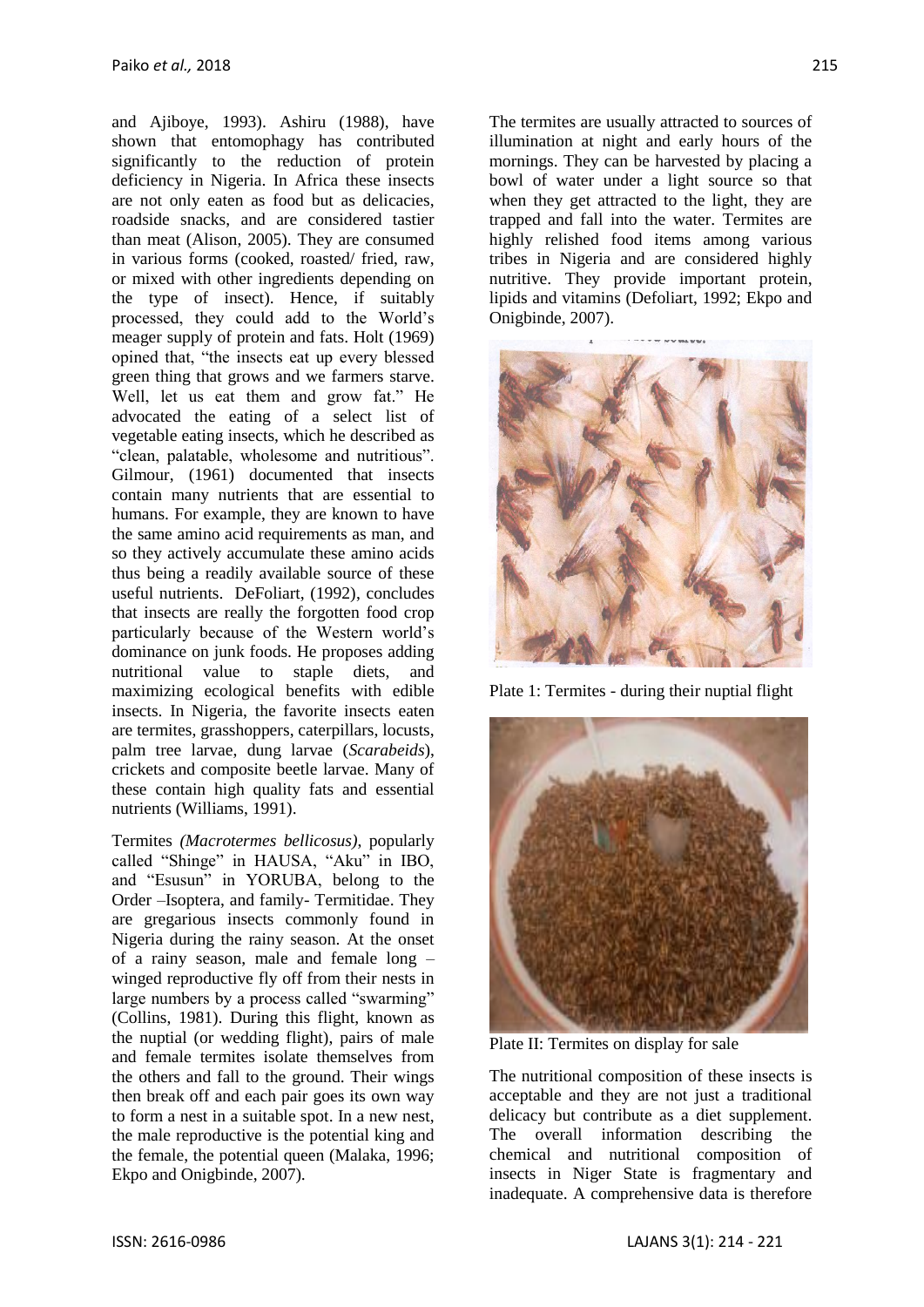and Ajiboye, 1993). Ashiru (1988), have shown that entomophagy has contributed significantly to the reduction of protein deficiency in Nigeria. In Africa these insects are not only eaten as food but as delicacies, roadside snacks, and are considered tastier than meat (Alison, 2005). They are consumed in various forms (cooked, roasted/ fried, raw, or mixed with other ingredients depending on the type of insect). Hence, if suitably processed, they could add to the World's meager supply of protein and fats. Holt (1969) opined that, "the insects eat up every blessed green thing that grows and we farmers starve. Well, let us eat them and grow fat." He advocated the eating of a select list of vegetable eating insects, which he described as "clean, palatable, wholesome and nutritious". Gilmour, (1961) documented that insects contain many nutrients that are essential to humans. For example, they are known to have the same amino acid requirements as man, and so they actively accumulate these amino acids thus being a readily available source of these useful nutrients. DeFoliart, (1992), concludes that insects are really the forgotten food crop particularly because of the Western world's dominance on junk foods. He proposes adding nutritional value to staple diets, and maximizing ecological benefits with edible insects. In Nigeria, the favorite insects eaten are termites, grasshoppers, caterpillars, locusts, palm tree larvae, dung larvae (*Scarabeids*), crickets and composite beetle larvae. Many of these contain high quality fats and essential nutrients (Williams, 1991).

Termites *(Macrotermes bellicosus)*, popularly called "Shinge" in HAUSA, "Aku" in IBO, and "Esusun" in YORUBA, belong to the Order –Isoptera, and family- Termitidae. They are gregarious insects commonly found in Nigeria during the rainy season. At the onset of a rainy season, male and female long – winged reproductive fly off from their nests in large numbers by a process called "swarming" (Collins, 1981). During this flight, known as the nuptial (or wedding flight), pairs of male and female termites isolate themselves from the others and fall to the ground. Their wings then break off and each pair goes its own way to form a nest in a suitable spot. In a new nest, the male reproductive is the potential king and the female, the potential queen (Malaka, 1996; Ekpo and Onigbinde, 2007).

The termites are usually attracted to sources of illumination at night and early hours of the mornings. They can be harvested by placing a bowl of water under a light source so that when they get attracted to the light, they are trapped and fall into the water. Termites are highly relished food items among various tribes in Nigeria and are considered highly nutritive. They provide important protein, lipids and vitamins (Defoliart, 1992; Ekpo and Onigbinde, 2007).

Plate 1: Termites - during their nuptial flight

Plate II: Termites on display for sale

The nutritional composition of these insects is acceptable and they are not just a traditional delicacy but contribute as a diet supplement. The overall information describing the chemical and nutritional composition of insects in Niger State is fragmentary and inadequate. A comprehensive data is therefore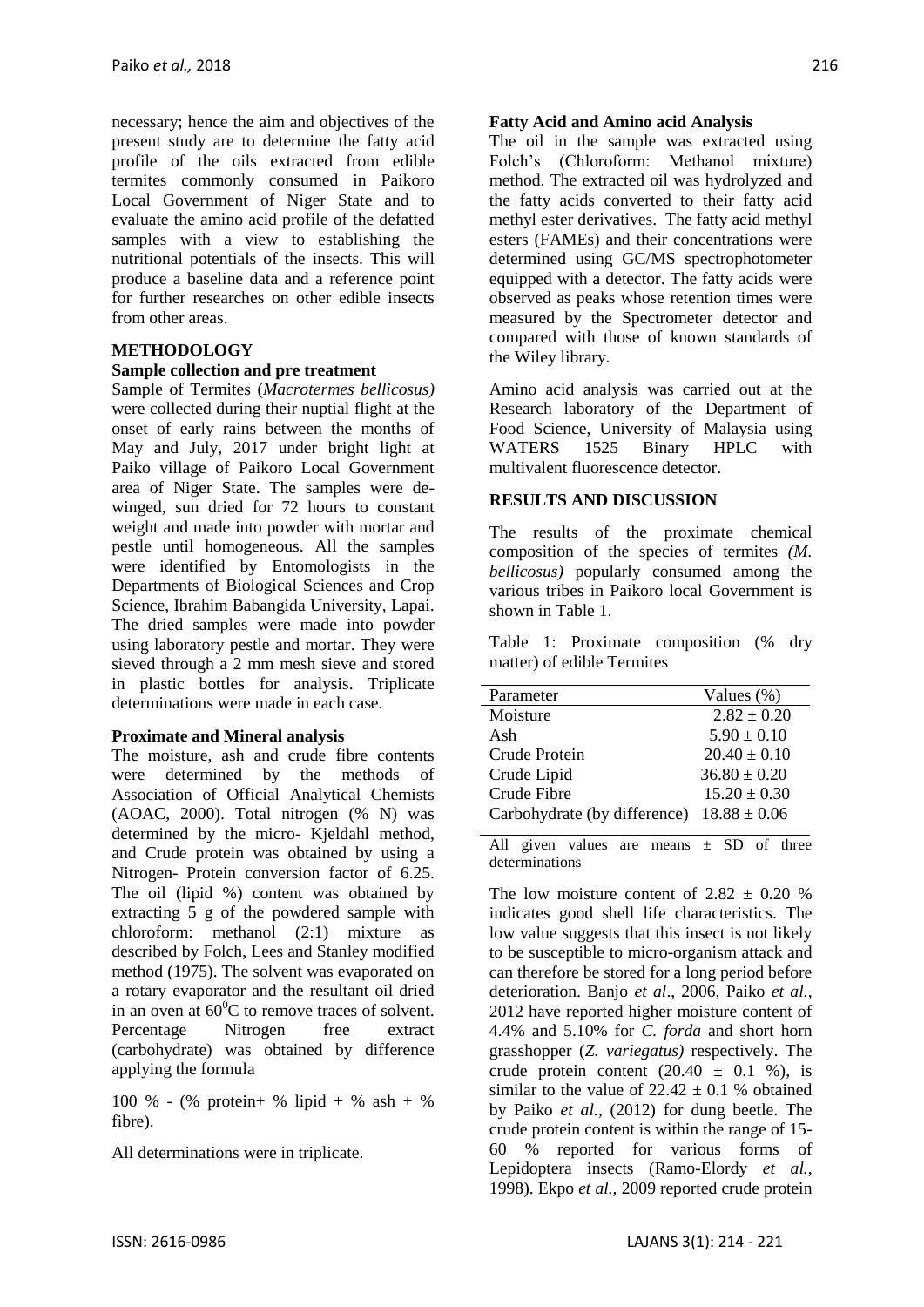necessary; hence the aim and objectives of the present study are to determine the fatty acid profile of the oils extracted from edible termites commonly consumed in Paikoro Local Government of Niger State and to evaluate the amino acid profile of the defatted samples with a view to establishing the nutritional potentials of the insects. This will produce a baseline data and a reference point for further researches on other edible insects from other areas.

## METHODOLOGY

### Sample collection and pre treatment

Sample of Termites (*Macrotermes bellicosus)* were collected during their nuptial flight at the onset of early rains between the months of May and July, 2017 under bright light at Paiko village of Paikoro Local Government area of Niger State. The samples were de-winged, sun dried for 72 hours to constant weight and made into powder with mortar and pestle until homogeneous. All the samples were identified by Entomologists in the Departments of Biological Sciences and Crop Science, Ibrahim Babangida University, Lapai. The dried samples were made into powder using laboratory pestle and mortar. They were sieved through a 2 mm mesh sieve and stored in plastic bottles for analysis. Triplicate determinations were made in each case.

### Proximate and Mineral analysis

The moisture, ash and crude fibre contents were determined by the methods of Association of Official Analytical Chemists (AOAC, 2000). Total nitrogen (% N) was determined by the micro- Kjeldahl method, and Crude protein was obtained by using a Nitrogen- Protein conversion factor of 6.25. The oil (lipid %) content was obtained by extracting 5 g of the powdered sample with chloroform: methanol (2:1) mixture as described by Folch, Lees and Stanley modified method (1975). The solvent was evaporated on a rotary evaporator and the resultant oil dried in an oven at $60^0$C to remove traces of solvent. Percentage Nitrogen free extract (carbohydrate) was obtained by difference applying the formula

100 % - (% protein+ % lipid + % ash + % fibre).

All determinations were in triplicate.

### Fatty Acid and Amino acid Analysis

The oil in the sample was extracted using Folch's (Chloroform: Methanol mixture) method. The extracted oil was hydrolyzed and the fatty acids converted to their fatty acid methyl ester derivatives. The fatty acid methyl esters (FAMEs) and their concentrations were determined using GC/MS spectrophotometer equipped with a detector. The fatty acids were observed as peaks whose retention times were measured by the Spectrometer detector and compared with those of known standards of the Wiley library.

Amino acid analysis was carried out at the Research laboratory of the Department of Food Science, University of Malaysia using WATERS 1525 Binary HPLC with multivalent fluorescence detector.

## RESULTS AND DISCUSSION

The results of the proximate chemical composition of the species of termites *(M. bellicosus)* popularly consumed among the various tribes in Paikoro local Government is shown in Table 1.

Table 1: Proximate composition (% dry matter) of edible Termites

| Parameter | Values (%) |
|---|---|
| Moisture | 2.82 ± 0.20 |
| Ash | 5.90 ± 0.10 |
| Crude Protein | 20.40 ± 0.10 |
| Crude Lipid | 36.80 ± 0.20 |
| Crude Fibre | 15.20 ± 0.30 |
| Carbohydrate (by difference) | 18.88 ± 0.06 |

All given values are means ± SD of three determinations

The low moisture content of 2.82 ± 0.20 % indicates good shell life characteristics. The low value suggests that this insect is not likely to be susceptible to micro-organism attack and can therefore be stored for a long period before deterioration. Banjo *et al*., 2006, Paiko *et al.,* 2012 have reported higher moisture content of 4.4% and 5.10% for *C. forda* and short horn grasshopper (*Z. variegatus)* respectively. The crude protein content (20.40 ± 0.1 %), is similar to the value of 22.42 ± 0.1 % obtained by Paiko *et al.,* (2012) for dung beetle. The crude protein content is within the range of 15-60 % reported for various forms of Lepidoptera insects (Ramo-Elordy *et al.,* 1998). Ekpo *et al.,* 2009 reported crude protein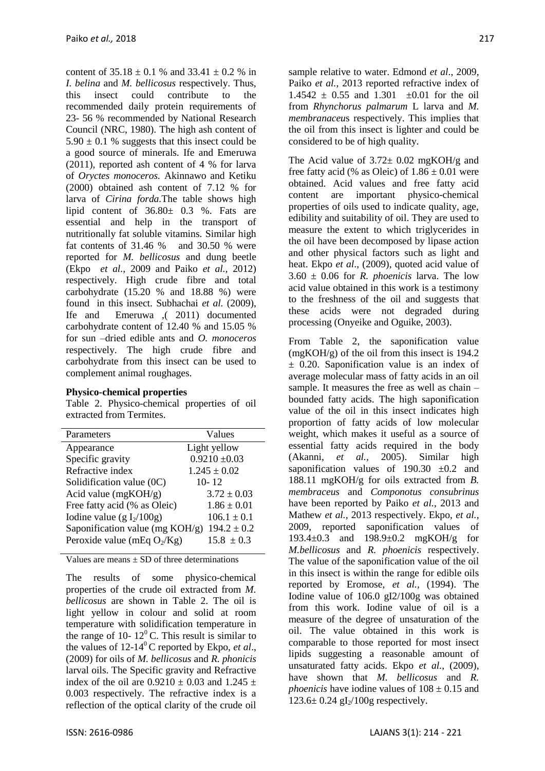content of 35.18 ± 0.1 % and 33.41 ± 0.2 % in *I. belina* and *M. bellicosus* respectively. Thus, this insect could contribute to the recommended daily protein requirements of 23- 56 % recommended by National Research Council (NRC, 1980). The high ash content of 5.90 ± 0.1 % suggests that this insect could be a good source of minerals. Ife and Emeruwa (2011), reported ash content of 4 % for larva of *Oryctes monoceros.* Akinnawo and Ketiku (2000) obtained ash content of 7.12 % for larva of *Cirina forda.*The table shows high lipid content of 36.80± 0.3 %. Fats are essential and help in the transport of nutritionally fat soluble vitamins. Similar high fat contents of 31.46 % and 30.50 % were reported for *M. bellicosus* and dung beetle (Ekpo *et al.*, 2009 and Paiko *et al.,* 2012) respectively. High crude fibre and total carbohydrate (15.20 % and 18.88 %) were found in this insect. Subhachai *et al.* (2009), Ife and Emeruwa ,( 2011) documented carbohydrate content of 12.40 % and 15.05 % for sun –dried edible ants and *O. monoceros* respectively. The high crude fibre and carbohydrate from this insect can be used to complement animal roughages.

**Physico-chemical properties**

Table 2. Physico-chemical properties of oil extracted from Termites.

| Parameters | Values |
|---|---|
| Appearance | Light yellow |
| Specific gravity | 0.9210 ±0.03 |
| Refractive index | 1.245 ± 0.02 |
| Solidification value (0C) | 10- 12 |
| Acid value (mgKOH/g) | 3.72 ± 0.03 |
| Free fatty acid (% as Oleic) | 1.86 ± 0.01 |
| Iodine value (g $I_2$/100g) | 106.1 ± 0.1 |
| Saponification value (mg KOH/g) | 194.2 ± 0.2 |
| Peroxide value (mEq $O_2$/Kg) | 15.8 ± 0.3 |

Values are means ± SD of three determinations

The results of some physico-chemical properties of the crude oil extracted from *M. bellicosus* are shown in Table 2. The oil is light yellow in colour and solid at room temperature with solidification temperature in the range of 10- $12^0$ C. This result is similar to the values of 12-$14^0$ C reported by Ekpo, *et al*., (2009) for oils of *M. bellicosus* and *R. phonicis* larval oils. The Specific gravity and Refractive index of the oil are 0.9210 ± 0.03 and 1.245 ± 0.003 respectively. The refractive index is a reflection of the optical clarity of the crude oil sample relative to water. Edmond *et al*., 2009, Paiko *et al.*, 2013 reported refractive index of 1.4542 ± 0.55 and 1.301 ±0.01 for the oil from *Rhynchorus palmarum* L larva and *M. membranaceu*s respectively. This implies that the oil from this insect is lighter and could be considered to be of high quality.

The Acid value of 3.72± 0.02 mgKOH/g and free fatty acid (% as Oleic) of 1.86 ± 0.01 were obtained. Acid values and free fatty acid content are important physico-chemical properties of oils used to indicate quality, age, edibility and suitability of oil. They are used to measure the extent to which triglycerides in the oil have been decomposed by lipase action and other physical factors such as light and heat. Ekpo *et al*., (2009), quoted acid value of 3.60 ± 0.06 for *R. phoenicis* larva. The low acid value obtained in this work is a testimony to the freshness of the oil and suggests that these acids were not degraded during processing (Onyeike and Oguike, 2003).

From Table 2, the saponification value (mgKOH/g) of the oil from this insect is 194.2 ± 0.20. Saponification value is an index of average molecular mass of fatty acids in an oil sample. It measures the free as well as chain –bounded fatty acids. The high saponification value of the oil in this insect indicates high proportion of fatty acids of low molecular weight, which makes it useful as a source of essential fatty acids required in the body (Akanni, *et al.*, 2005). Similar high saponification values of 190.30 ±0.2 and 188.11 mgKOH/g for oils extracted from *B. membraceus* and *Componotus consubrinus* have been reported by Paiko *et al.*, 2013 and Mathew *et al.*, 2013 respectively. Ekpo, *et al.*, 2009, reported saponification values of 193.4±0.3 and 198.9±0.2 mgKOH/g for *M.bellicosus* and *R. phoenicis* respectively. The value of the saponification value of the oil in this insect is within the range for edible oils reported by Eromose, *et al.*, (1994). The Iodine value of 106.0 gI2/100g was obtained from this work. Iodine value of oil is a measure of the degree of unsaturation of the oil. The value obtained in this work is comparable to those reported for most insect lipids suggesting a reasonable amount of unsaturated fatty acids. Ekpo *et al.*, (2009), have shown that *M. bellicosus* and *R. phoenicis* have iodine values of 108 ± 0.15 and 123.6± 0.24 g$I_2$/100g respectively.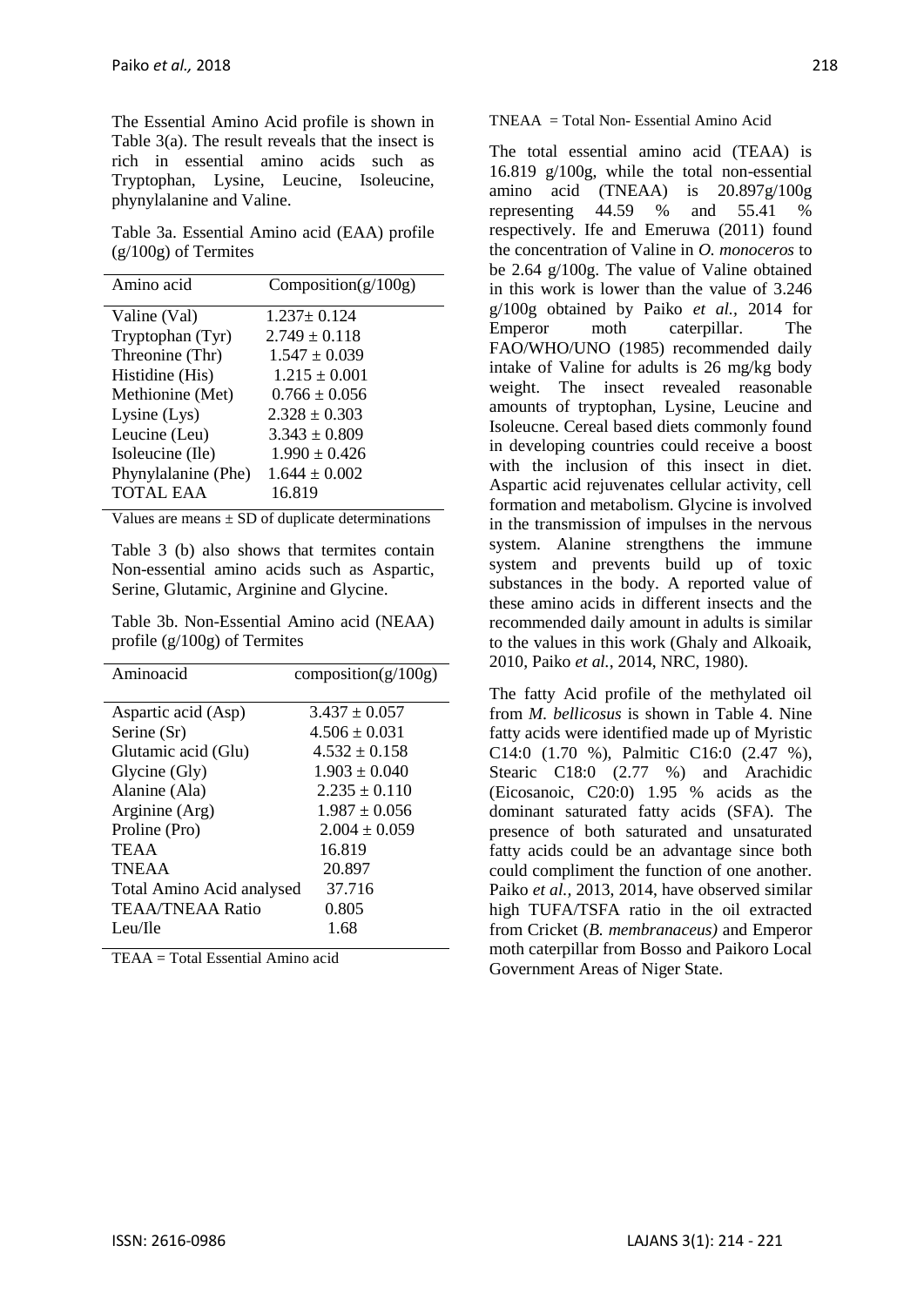The Essential Amino Acid profile is shown in Table 3(a). The result reveals that the insect is rich in essential amino acids such as Tryptophan, Lysine, Leucine, Isoleucine, phynylalanine and Valine.

Table 3a. Essential Amino acid (EAA) profile (g/100g) of Termites

| Amino acid | Composition(g/100g) |
|---|---|
| Valine (Val) | 1.237± 0.124 |
| Tryptophan (Tyr) | 2.749 ± 0.118 |
| Threonine (Thr) | 1.547 ± 0.039 |
| Histidine (His) | 1.215 ± 0.001 |
| Methionine (Met) | 0.766 ± 0.056 |
| Lysine (Lys) | 2.328 ± 0.303 |
| Leucine (Leu) | 3.343 ± 0.809 |
| Isoleucine (Ile) | 1.990 ± 0.426 |
| Phynylalanine (Phe) | 1.644 ± 0.002 |
| TOTAL EAA | 16.819 |

Values are means ± SD of duplicate determinations

Table 3 (b) also shows that termites contain Non-essential amino acids such as Aspartic, Serine, Glutamic, Arginine and Glycine.

Table 3b. Non-Essential Amino acid (NEAA) profile (g/100g) of Termites

| Aminoacid | composition(g/100g) |
|---|---|
| Aspartic acid (Asp) | 3.437 ± 0.057 |
| Serine (Sr) | 4.506 ± 0.031 |
| Glutamic acid (Glu) | 4.532 ± 0.158 |
| Glycine (Gly) | 1.903 ± 0.040 |
| Alanine (Ala) | 2.235 ± 0.110 |
| Arginine (Arg) | 1.987 ± 0.056 |
| Proline (Pro) | 2.004 ± 0.059 |
| TEAA | 16.819 |
| TNEAA | 20.897 |
| Total Amino Acid analysed | 37.716 |
| TEAA/TNEAA Ratio | 0.805 |
| Leu/Ile | 1.68 |

TEAA = Total Essential Amino acid

TNEAA = Total Non- Essential Amino Acid

The total essential amino acid (TEAA) is 16.819 g/100g, while the total non-essential amino acid (TNEAA) is 20.897g/100g representing 44.59 % and 55.41 % respectively. Ife and Emeruwa (2011) found the concentration of Valine in *O. monoceros* to be 2.64 g/100g. The value of Valine obtained in this work is lower than the value of 3.246 g/100g obtained by Paiko *et al.*, 2014 for Emperor moth caterpillar. The FAO/WHO/UNO (1985) recommended daily intake of Valine for adults is 26 mg/kg body weight. The insect revealed reasonable amounts of tryptophan, Lysine, Leucine and Isoleucne. Cereal based diets commonly found in developing countries could receive a boost with the inclusion of this insect in diet. Aspartic acid rejuvenates cellular activity, cell formation and metabolism. Glycine is involved in the transmission of impulses in the nervous system. Alanine strengthens the immune system and prevents build up of toxic substances in the body. A reported value of these amino acids in different insects and the recommended daily amount in adults is similar to the values in this work (Ghaly and Alkoaik, 2010, Paiko *et al.*, 2014, NRC, 1980).

The fatty Acid profile of the methylated oil from *M. bellicosus* is shown in Table 4. Nine fatty acids were identified made up of Myristic C14:0 (1.70 %), Palmitic C16:0 (2.47 %), Stearic C18:0 (2.77 %) and Arachidic (Eicosanoic, C20:0) 1.95 % acids as the dominant saturated fatty acids (SFA). The presence of both saturated and unsaturated fatty acids could be an advantage since both could compliment the function of one another. Paiko *et al.,* 2013, 2014, have observed similar high TUFA/TSFA ratio in the oil extracted from Cricket (*B. membranaceus)* and Emperor moth caterpillar from Bosso and Paikoro Local Government Areas of Niger State.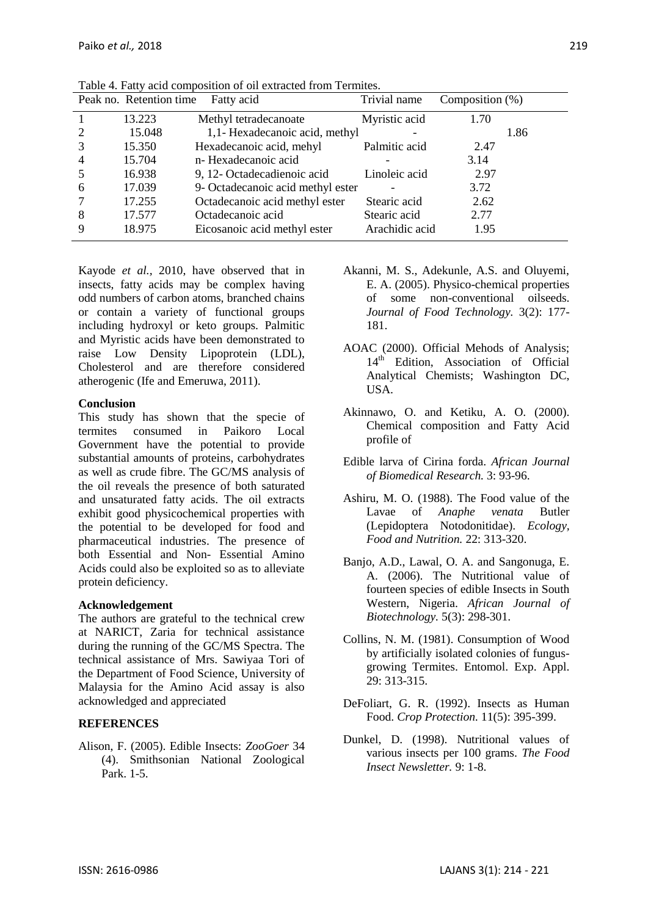Table 4. Fatty acid composition of oil extracted from Termites.

| Peak no. | Retention time | Fatty acid | Trivial name | Composition (%) |
|---|---|---|---|---|
| 1 | 13.223 | Methyl tetradecanoate | Myristic acid | 1.70 |
| 2 | 15.048 | 1,1- Hexadecanoic acid, methyl | - | 1.86 |
| 3 | 15.350 | Hexadecanoic acid, mehyl | Palmitic acid | 2.47 |
| 4 | 15.704 | n- Hexadecanoic acid | - | 3.14 |
| 5 | 16.938 | 9, 12- Octadecadienoic acid | Linoleic acid | 2.97 |
| 6 | 17.039 | 9- Octadecanoic acid methyl ester | - | 3.72 |
| 7 | 17.255 | Octadecanoic acid methyl ester | Stearic acid | 2.62 |
| 8 | 17.577 | Octadecanoic acid | Stearic acid | 2.77 |
| 9 | 18.975 | Eicosanoic acid methyl ester | Arachidic acid | 1.95 |

Kayode *et al.*, 2010, have observed that in insects, fatty acids may be complex having odd numbers of carbon atoms, branched chains or contain a variety of functional groups including hydroxyl or keto groups. Palmitic and Myristic acids have been demonstrated to raise Low Density Lipoprotein (LDL), Cholesterol and are therefore considered atherogenic (Ife and Emeruwa, 2011).

**Conclusion**

This study has shown that the specie of termites consumed in Paikoro Local Government have the potential to provide substantial amounts of proteins, carbohydrates as well as crude fibre. The GC/MS analysis of the oil reveals the presence of both saturated and unsaturated fatty acids. The oil extracts exhibit good physicochemical properties with the potential to be developed for food and pharmaceutical industries. The presence of both Essential and Non- Essential Amino Acids could also be exploited so as to alleviate protein deficiency.

**Acknowledgement**

The authors are grateful to the technical crew at NARICT, Zaria for technical assistance during the running of the GC/MS Spectra. The technical assistance of Mrs. Sawiyaa Tori of the Department of Food Science, University of Malaysia for the Amino Acid assay is also acknowledged and appreciated

**REFERENCES**

Alison, F. (2005). Edible Insects: *ZooGoer* 34 (4). Smithsonian National Zoological Park. 1-5.

Akanni, M. S., Adekunle, A.S. and Oluyemi, E. A. (2005). Physico-chemical properties of some non-conventional oilseeds. *Journal of Food Technology.* 3(2): 177-181.

AOAC (2000). Official Mehods of Analysis; 14th Edition, Association of Official Analytical Chemists; Washington DC, USA.

Akinnawo, O. and Ketiku, A. O. (2000). Chemical composition and Fatty Acid profile of

Edible larva of Cirina forda. *African Journal of Biomedical Research.* 3: 93-96.

Ashiru, M. O. (1988). The Food value of the Lavae of *Anaphe venata* Butler (Lepidoptera Notodonitidae). *Ecology, Food and Nutrition.* 22: 313-320.

Banjo, A.D., Lawal, O. A. and Sangonuga, E. A. (2006). The Nutritional value of fourteen species of edible Insects in South Western, Nigeria. *African Journal of Biotechnology.* 5(3): 298-301.

Collins, N. M. (1981). Consumption of Wood by artificially isolated colonies of fungus-growing Termites. Entomol. Exp. Appl. 29: 313-315.

DeFoliart, G. R. (1992). Insects as Human Food. *Crop Protection.* 11(5): 395-399.

Dunkel, D. (1998). Nutritional values of various insects per 100 grams. *The Food Insect Newsletter.* 9: 1-8.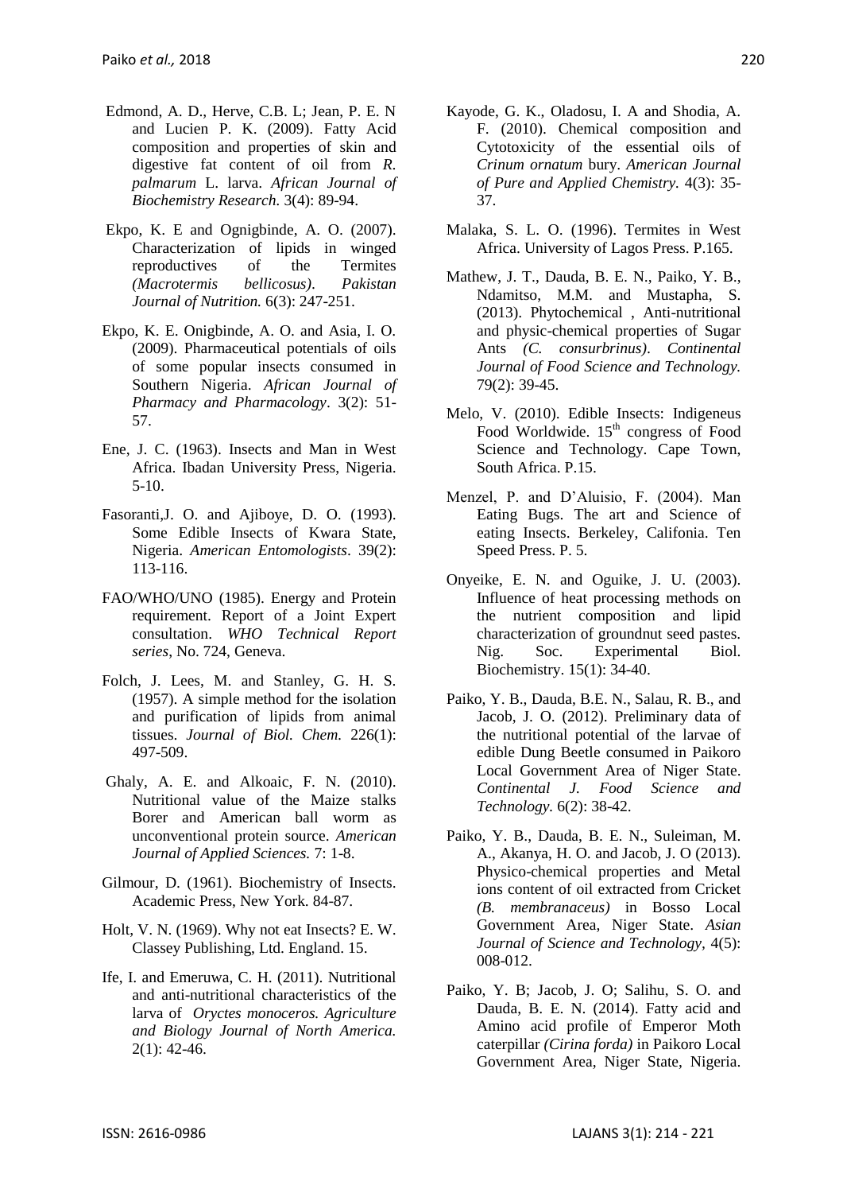Edmond, A. D., Herve, C.B. L; Jean, P. E. N and Lucien P. K. (2009). Fatty Acid composition and properties of skin and digestive fat content of oil from *R. palmarum* L. larva. *African Journal of Biochemistry Research.* 3(4): 89-94.

Ekpo, K. E and Ognigbinde, A. O. (2007). Characterization of lipids in winged reproductives of the Termites *(Macrotermis bellicosus)*. *Pakistan Journal of Nutrition.* 6(3): 247-251.

Ekpo, K. E. Onigbinde, A. O. and Asia, I. O. (2009). Pharmaceutical potentials of oils of some popular insects consumed in Southern Nigeria. *African Journal of Pharmacy and Pharmacology*. 3(2): 51-57.

Ene, J. C. (1963). Insects and Man in West Africa. Ibadan University Press, Nigeria. 5-10.

Fasoranti,J. O. and Ajiboye, D. O. (1993). Some Edible Insects of Kwara State, Nigeria. *American Entomologists*. 39(2): 113-116.

FAO/WHO/UNO (1985). Energy and Protein requirement. Report of a Joint Expert consultation. *WHO Technical Report series*, No. 724, Geneva.

Folch, J. Lees, M. and Stanley, G. H. S. (1957). A simple method for the isolation and purification of lipids from animal tissues. *Journal of Biol. Chem.* 226(1): 497-509.

Ghaly, A. E. and Alkoaic, F. N. (2010). Nutritional value of the Maize stalks Borer and American ball worm as unconventional protein source. *American Journal of Applied Sciences.* 7: 1-8.

Gilmour, D. (1961). Biochemistry of Insects. Academic Press, New York. 84-87.

Holt, V. N. (1969). Why not eat Insects? E. W. Classey Publishing, Ltd. England. 15.

Ife, I. and Emeruwa, C. H. (2011). Nutritional and anti-nutritional characteristics of the larva of *Oryctes monoceros. Agriculture and Biology Journal of North America.* 2(1): 42-46.

Kayode, G. K., Oladosu, I. A and Shodia, A. F. (2010). Chemical composition and Cytotoxicity of the essential oils of *Crinum ornatum* bury. *American Journal of Pure and Applied Chemistry.* 4(3): 35-37.

Malaka, S. L. O. (1996). Termites in West Africa. University of Lagos Press. P.165.

Mathew, J. T., Dauda, B. E. N., Paiko, Y. B., Ndamitso, M.M. and Mustapha, S. (2013). Phytochemical , Anti-nutritional and physic-chemical properties of Sugar Ants *(C. consurbrinus)*. *Continental Journal of Food Science and Technology.* 79(2): 39-45.

Melo, V. (2010). Edible Insects: Indigeneus Food Worldwide. 15th congress of Food Science and Technology. Cape Town, South Africa. P.15.

Menzel, P. and D'Aluisio, F. (2004). Man Eating Bugs. The art and Science of eating Insects. Berkeley, Califonia. Ten Speed Press. P. 5.

Onyeike, E. N. and Oguike, J. U. (2003). Influence of heat processing methods on the nutrient composition and lipid characterization of groundnut seed pastes. Nig. Soc. Experimental Biol. Biochemistry. 15(1): 34-40.

Paiko, Y. B., Dauda, B.E. N., Salau, R. B., and Jacob, J. O. (2012). Preliminary data of the nutritional potential of the larvae of edible Dung Beetle consumed in Paikoro Local Government Area of Niger State. *Continental J. Food Science and Technology.* 6(2): 38-42.

Paiko, Y. B., Dauda, B. E. N., Suleiman, M. A., Akanya, H. O. and Jacob, J. O (2013). Physico-chemical properties and Metal ions content of oil extracted from Cricket *(B. membranaceus)* in Bosso Local Government Area, Niger State. *Asian Journal of Science and Technology,* 4(5): 008-012.

Paiko, Y. B; Jacob, J. O; Salihu, S. O. and Dauda, B. E. N. (2014). Fatty acid and Amino acid profile of Emperor Moth caterpillar *(Cirina forda)* in Paikoro Local Government Area, Niger State, Nigeria.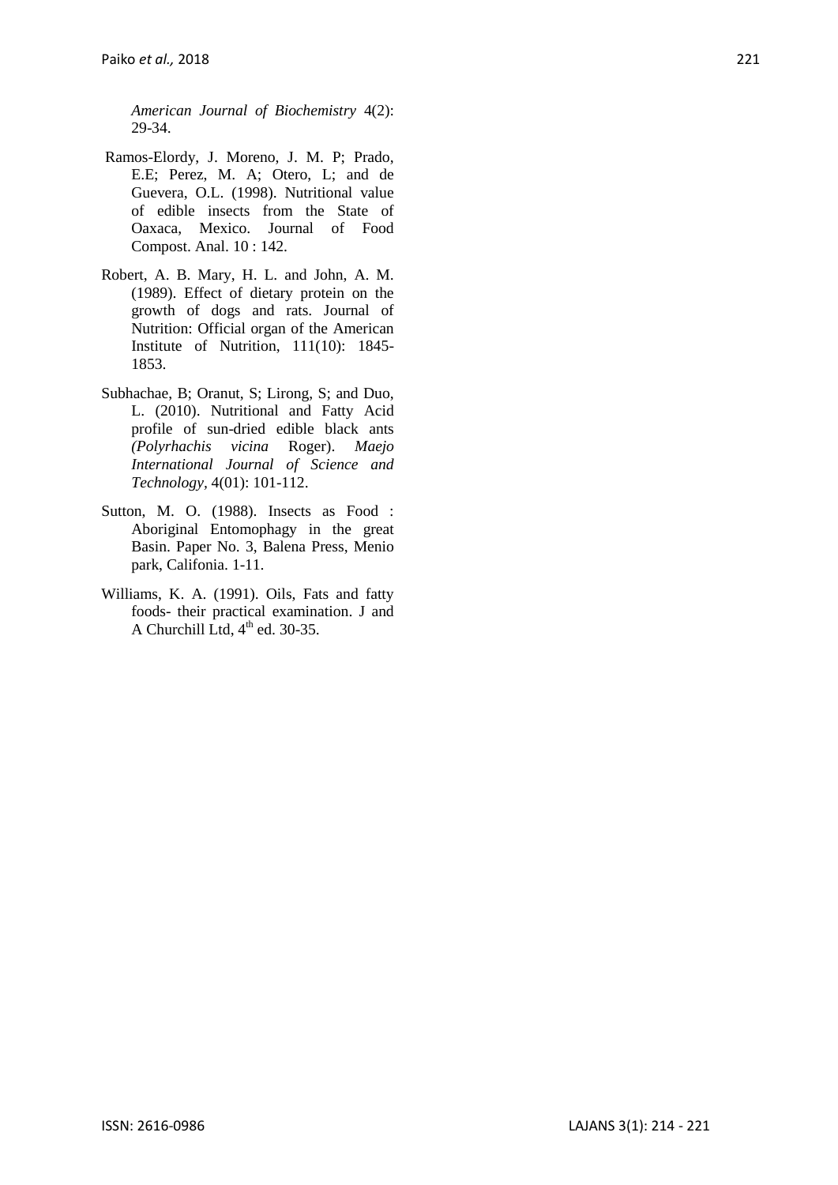*American Journal of Biochemistry* 4(2): 29-34.

Ramos-Elordy, J. Moreno, J. M. P; Prado, E.E; Perez, M. A; Otero, L; and de Guevera, O.L. (1998). Nutritional value of edible insects from the State of Oaxaca, Mexico. Journal of Food Compost. Anal. 10 : 142.

Robert, A. B. Mary, H. L. and John, A. M. (1989). Effect of dietary protein on the growth of dogs and rats. Journal of Nutrition: Official organ of the American Institute of Nutrition, 111(10): 1845-1853.

Subhachae, B; Oranut, S; Lirong, S; and Duo, L. (2010). Nutritional and Fatty Acid profile of sun-dried edible black ants *(Polyrhachis vicina* Roger). *Maejo International Journal of Science and Technology*, 4(01): 101-112.

Sutton, M. O. (1988). Insects as Food : Aboriginal Entomophagy in the great Basin. Paper No. 3, Balena Press, Menio park, Califonia. 1-11.

Williams, K. A. (1991). Oils, Fats and fatty foods- their practical examination. J and A Churchill Ltd, 4th ed. 30-35.